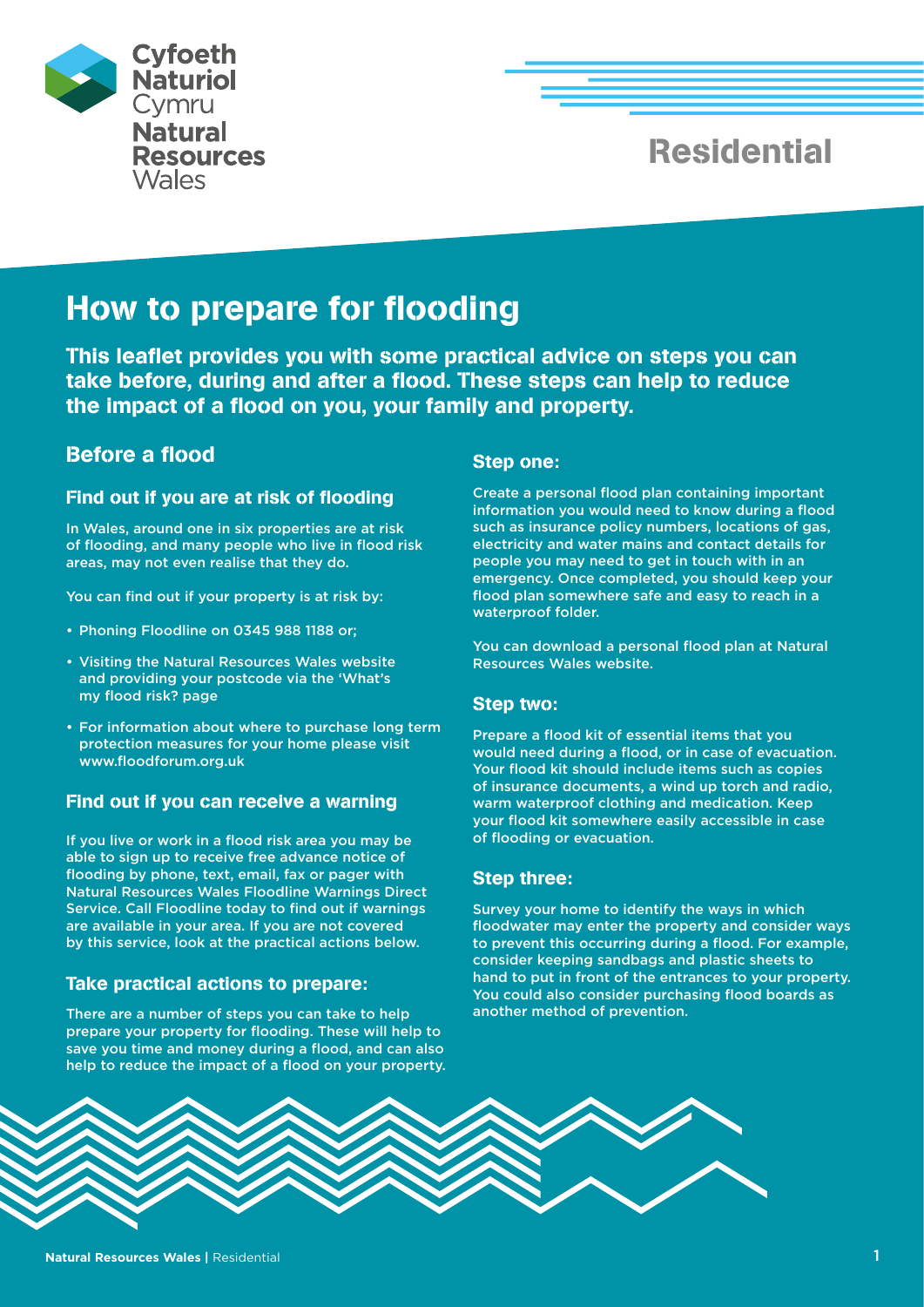Cyfoeth Naturiol Cymru
Natural Resources Wales

Residential

# How to prepare for flooding

**This leaflet provides you with some practical advice on steps you can take before, during and after a flood. These steps can help to reduce the impact of a flood on you, your family and property.**

## Before a flood

### Find out if you are at risk of flooding

In Wales, around one in six properties are at risk of flooding, and many people who live in flood risk areas, may not even realise that they do.

You can find out if your property is at risk by:

- Phoning Floodline on 0345 988 1188 or;
- Visiting the Natural Resources Wales website and providing your postcode via the 'What's my flood risk? page
- For information about where to purchase long term protection measures for your home please visit www.floodforum.org.uk

### Find out if you can receive a warning

If you live or work in a flood risk area you may be able to sign up to receive free advance notice of flooding by phone, text, email, fax or pager with Natural Resources Wales Floodline Warnings Direct Service. Call Floodline today to find out if warnings are available in your area. If you are not covered by this service, look at the practical actions below.

### Take practical actions to prepare:

There are a number of steps you can take to help prepare your property for flooding. These will help to save you time and money during a flood, and can also help to reduce the impact of a flood on your property.

### Step one:

Create a personal flood plan containing important information you would need to know during a flood such as insurance policy numbers, locations of gas, electricity and water mains and contact details for people you may need to get in touch with in an emergency. Once completed, you should keep your flood plan somewhere safe and easy to reach in a waterproof folder.

You can download a personal flood plan at Natural Resources Wales website.

### Step two:

Prepare a flood kit of essential items that you would need during a flood, or in case of evacuation. Your flood kit should include items such as copies of insurance documents, a wind up torch and radio, warm waterproof clothing and medication. Keep your flood kit somewhere easily accessible in case of flooding or evacuation.

### Step three:

Survey your home to identify the ways in which floodwater may enter the property and consider ways to prevent this occurring during a flood. For example, consider keeping sandbags and plastic sheets to hand to put in front of the entrances to your property. You could also consider purchasing flood boards as another method of prevention.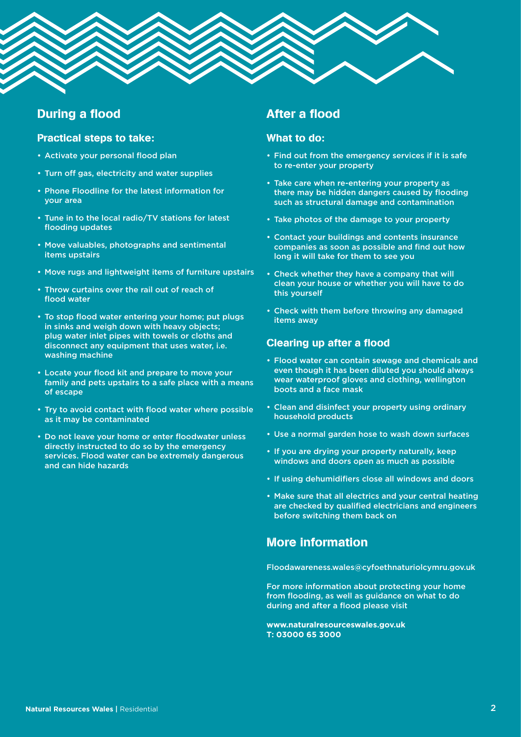## During a flood

### Practical steps to take:

- Activate your personal flood plan
- Turn off gas, electricity and water supplies
- Phone Floodline for the latest information for your area
- Tune in to the local radio/TV stations for latest flooding updates
- Move valuables, photographs and sentimental items upstairs
- Move rugs and lightweight items of furniture upstairs
- Throw curtains over the rail out of reach of flood water
- To stop flood water entering your home; put plugs in sinks and weigh down with heavy objects; plug water inlet pipes with towels or cloths and disconnect any equipment that uses water, i.e. washing machine
- Locate your flood kit and prepare to move your family and pets upstairs to a safe place with a means of escape
- Try to avoid contact with flood water where possible as it may be contaminated
- Do not leave your home or enter floodwater unless directly instructed to do so by the emergency services. Flood water can be extremely dangerous and can hide hazards

## After a flood

### What to do:

- Find out from the emergency services if it is safe to re-enter your property
- Take care when re-entering your property as there may be hidden dangers caused by flooding such as structural damage and contamination
- Take photos of the damage to your property
- Contact your buildings and contents insurance companies as soon as possible and find out how long it will take for them to see you
- Check whether they have a company that will clean your house or whether you will have to do this yourself
- Check with them before throwing any damaged items away

### Clearing up after a flood

- Flood water can contain sewage and chemicals and even though it has been diluted you should always wear waterproof gloves and clothing, wellington boots and a face mask
- Clean and disinfect your property using ordinary household products
- Use a normal garden hose to wash down surfaces
- If you are drying your property naturally, keep windows and doors open as much as possible
- If using dehumidifiers close all windows and doors
- Make sure that all electrics and your central heating are checked by qualified electricians and engineers before switching them back on

## More information

Floodawareness.wales@cyfoethnaturiolcymru.gov.uk

For more information about protecting your home from flooding, as well as guidance on what to do during and after a flood please visit

**www.naturalresourceswales.gov.uk**
**T: 03000 65 3000**